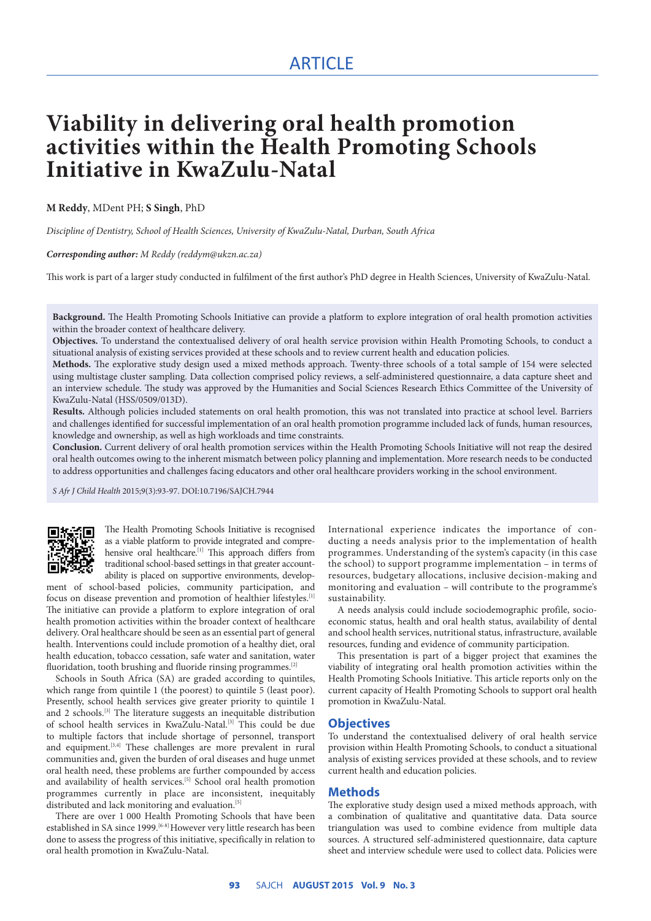ARTICLE

# Viability in delivering oral health promotion activities within the Health Promoting Schools Initiative in KwaZulu-Natal

**M Reddy**, MDent PH; **S Singh**, PhD

*Discipline of Dentistry, School of Health Sciences, University of KwaZulu-Natal, Durban, South Africa*

***Corresponding author:** M Reddy (reddym@ukzn.ac.za)*

This work is part of a larger study conducted in fulfilment of the first author's PhD degree in Health Sciences, University of KwaZulu-Natal.

**Background.** The Health Promoting Schools Initiative can provide a platform to explore integration of oral health promotion activities within the broader context of healthcare delivery.

**Objectives.** To understand the contextualised delivery of oral health service provision within Health Promoting Schools, to conduct a situational analysis of existing services provided at these schools and to review current health and education policies.

**Methods.** The explorative study design used a mixed methods approach. Twenty-three schools of a total sample of 154 were selected using multistage cluster sampling. Data collection comprised policy reviews, a self-administered questionnaire, a data capture sheet and an interview schedule. The study was approved by the Humanities and Social Sciences Research Ethics Committee of the University of KwaZulu-Natal (HSS/0509/013D).

**Results.** Although policies included statements on oral health promotion, this was not translated into practice at school level. Barriers and challenges identified for successful implementation of an oral health promotion programme included lack of funds, human resources, knowledge and ownership, as well as high workloads and time constraints.

**Conclusion.** Current delivery of oral health promotion services within the Health Promoting Schools Initiative will not reap the desired oral health outcomes owing to the inherent mismatch between policy planning and implementation. More research needs to be conducted to address opportunities and challenges facing educators and other oral healthcare providers working in the school environment.

*S Afr J Child Health* 2015;9(3):93-97. DOI:10.7196/SAJCH.7944

The Health Promoting Schools Initiative is recognised as a viable platform to provide integrated and comprehensive oral healthcare.[1] This approach differs from traditional school-based settings in that greater accountability is placed on supportive environments, development of school-based policies, community participation, and focus on disease prevention and promotion of healthier lifestyles.[1] The initiative can provide a platform to explore integration of oral health promotion activities within the broader context of healthcare delivery. Oral healthcare should be seen as an essential part of general health. Interventions could include promotion of a healthy diet, oral health education, tobacco cessation, safe water and sanitation, water fluoridation, tooth brushing and fluoride rinsing programmes.[2]

Schools in South Africa (SA) are graded according to quintiles, which range from quintile 1 (the poorest) to quintile 5 (least poor). Presently, school health services give greater priority to quintile 1 and 2 schools.[3] The literature suggests an inequitable distribution of school health services in KwaZulu-Natal.[3] This could be due to multiple factors that include shortage of personnel, transport and equipment.[3,4] These challenges are more prevalent in rural communities and, given the burden of oral diseases and huge unmet oral health need, these problems are further compounded by access and availability of health services.[5] School oral health promotion programmes currently in place are inconsistent, inequitably distributed and lack monitoring and evaluation.[5]

There are over 1 000 Health Promoting Schools that have been established in SA since 1999.[6-8] However very little research has been done to assess the progress of this initiative, specifically in relation to oral health promotion in KwaZulu-Natal.

International experience indicates the importance of conducting a needs analysis prior to the implementation of health programmes. Understanding of the system's capacity (in this case the school) to support programme implementation – in terms of resources, budgetary allocations, inclusive decision-making and monitoring and evaluation – will contribute to the programme's sustainability.

A needs analysis could include sociodemographic profile, socioeconomic status, health and oral health status, availability of dental and school health services, nutritional status, infrastructure, available resources, funding and evidence of community participation.

This presentation is part of a bigger project that examines the viability of integrating oral health promotion activities within the Health Promoting Schools Initiative. This article reports only on the current capacity of Health Promoting Schools to support oral health promotion in KwaZulu-Natal.

## Objectives

To understand the contextualised delivery of oral health service provision within Health Promoting Schools, to conduct a situational analysis of existing services provided at these schools, and to review current health and education policies.

## Methods

The explorative study design used a mixed methods approach, with a combination of qualitative and quantitative data. Data source triangulation was used to combine evidence from multiple data sources. A structured self-administered questionnaire, data capture sheet and interview schedule were used to collect data. Policies were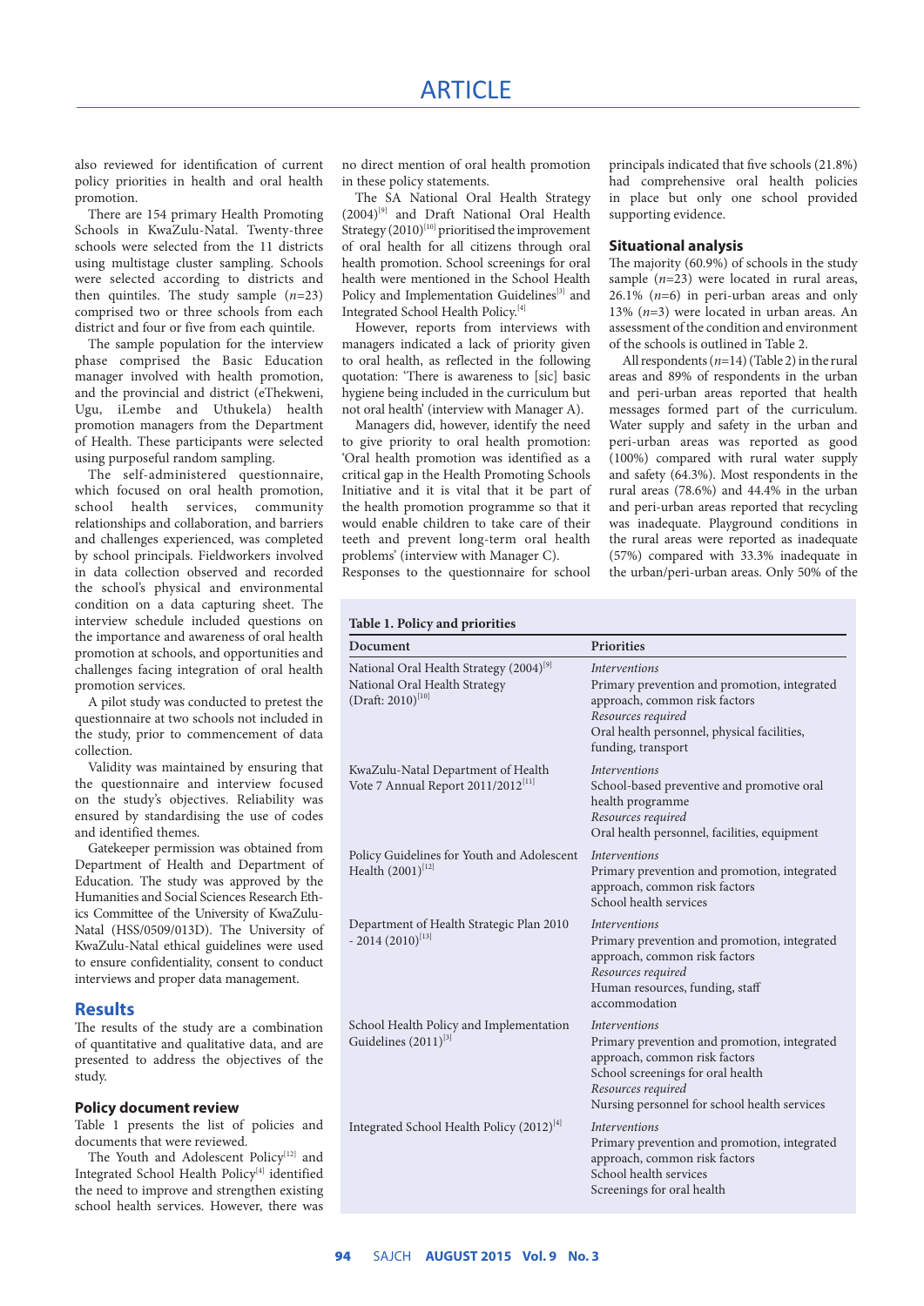also reviewed for identification of current policy priorities in health and oral health promotion.

There are 154 primary Health Promoting Schools in KwaZulu-Natal. Twenty-three schools were selected from the 11 districts using multistage cluster sampling. Schools were selected according to districts and then quintiles. The study sample ($n$=23) comprised two or three schools from each district and four or five from each quintile.

The sample population for the interview phase comprised the Basic Education manager involved with health promotion, and the provincial and district (eThekweni, Ugu, iLembe and Uthukela) health promotion managers from the Department of Health. These participants were selected using purposeful random sampling.

The self-administered questionnaire, which focused on oral health promotion, school health services, community relationships and collaboration, and barriers and challenges experienced, was completed by school principals. Fieldworkers involved in data collection observed and recorded the school's physical and environmental condition on a data capturing sheet. The interview schedule included questions on the importance and awareness of oral health promotion at schools, and opportunities and challenges facing integration of oral health promotion services.

A pilot study was conducted to pretest the questionnaire at two schools not included in the study, prior to commencement of data collection.

Validity was maintained by ensuring that the questionnaire and interview focused on the study's objectives. Reliability was ensured by standardising the use of codes and identified themes.

Gatekeeper permission was obtained from Department of Health and Department of Education. The study was approved by the Humanities and Social Sciences Research Ethics Committee of the University of KwaZulu-Natal (HSS/0509/013D). The University of KwaZulu-Natal ethical guidelines were used to ensure confidentiality, consent to conduct interviews and proper data management.

## Results

The results of the study are a combination of quantitative and qualitative data, and are presented to address the objectives of the study.

### Policy document review

Table 1 presents the list of policies and documents that were reviewed.

The Youth and Adolescent Policy[12] and Integrated School Health Policy[4] identified the need to improve and strengthen existing school health services. However, there was no direct mention of oral health promotion in these policy statements.

The SA National Oral Health Strategy (2004)[9] and Draft National Oral Health Strategy (2010)[10] prioritised the improvement of oral health for all citizens through oral health promotion. School screenings for oral health were mentioned in the School Health Policy and Implementation Guidelines[3] and Integrated School Health Policy.[4]

However, reports from interviews with managers indicated a lack of priority given to oral health, as reflected in the following quotation: 'There is awareness to [sic] basic hygiene being included in the curriculum but not oral health' (interview with Manager A).

Managers did, however, identify the need to give priority to oral health promotion: 'Oral health promotion was identified as a critical gap in the Health Promoting Schools Initiative and it is vital that it be part of the health promotion programme so that it would enable children to take care of their teeth and prevent long-term oral health problems' (interview with Manager C).

Responses to the questionnaire for school principals indicated that five schools (21.8%) had comprehensive oral health policies in place but only one school provided supporting evidence.

### Situational analysis

The majority (60.9%) of schools in the study sample ($n$=23) were located in rural areas, 26.1% ($n$=6) in peri-urban areas and only 13% ($n$=3) were located in urban areas. An assessment of the condition and environment of the schools is outlined in Table 2.

All respondents ($n$=14) (Table 2) in the rural areas and 89% of respondents in the urban and peri-urban areas reported that health messages formed part of the curriculum. Water supply and safety in the urban and peri-urban areas was reported as good (100%) compared with rural water supply and safety (64.3%). Most respondents in the rural areas (78.6%) and 44.4% in the urban and peri-urban areas reported that recycling was inadequate. Playground conditions in the rural areas were reported as inadequate (57%) compared with 33.3% inadequate in the urban/peri-urban areas. Only 50% of the

**Table 1. Policy and priorities**

| Document | Priorities |
|---|---|
| National Oral Health Strategy (2004)[9]<br>National Oral Health Strategy (Draft: 2010)[10] | *Interventions*<br>Primary prevention and promotion, integrated approach, common risk factors<br>*Resources required*<br>Oral health personnel, physical facilities, funding, transport |
| KwaZulu-Natal Department of Health Vote 7 Annual Report 2011/2012[11] | *Interventions*<br>School-based preventive and promotive oral health programme<br>*Resources required*<br>Oral health personnel, facilities, equipment |
| Policy Guidelines for Youth and Adolescent Health (2001)[12] | *Interventions*<br>Primary prevention and promotion, integrated approach, common risk factors<br>School health services |
| Department of Health Strategic Plan 2010 - 2014 (2010)[13] | *Interventions*<br>Primary prevention and promotion, integrated approach, common risk factors<br>*Resources required*<br>Human resources, funding, staff accommodation |
| School Health Policy and Implementation Guidelines (2011)[3] | *Interventions*<br>Primary prevention and promotion, integrated approach, common risk factors<br>School screenings for oral health<br>*Resources required*<br>Nursing personnel for school health services |
| Integrated School Health Policy (2012)[4] | *Interventions*<br>Primary prevention and promotion, integrated approach, common risk factors<br>School health services<br>Screenings for oral health |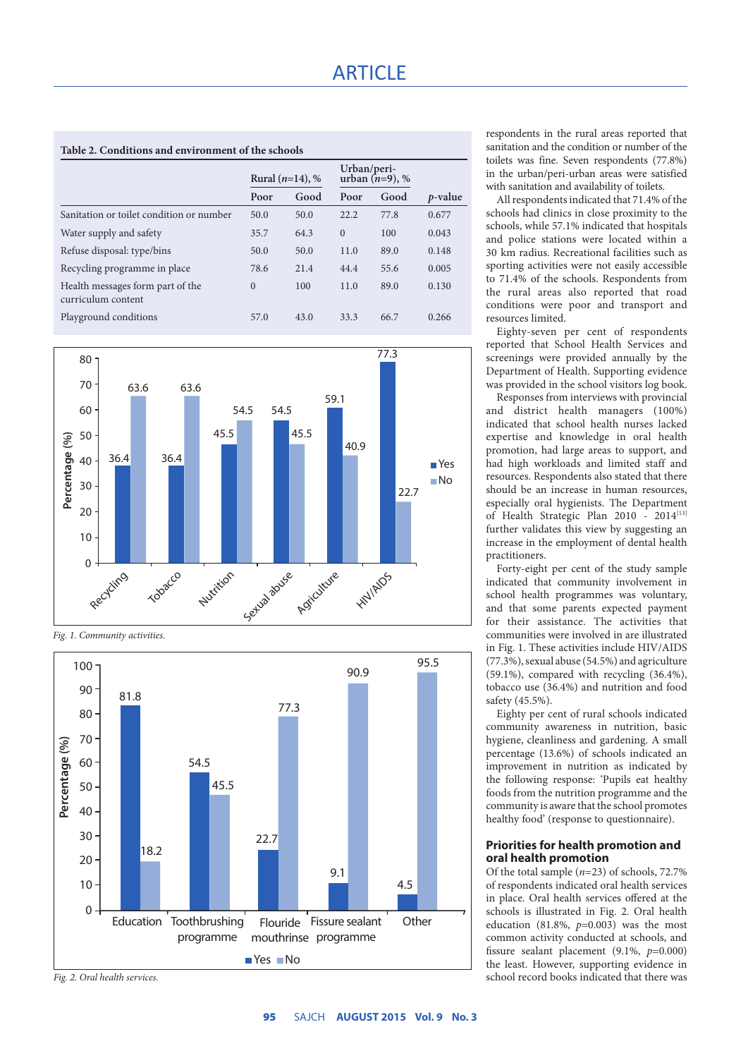**Table 2. Conditions and environment of the schools**

| | Rural ($n$=14), % | | Urban/peri-urban ($n$=9), % | | |
|---|---|---|---|---|---|
| | Poor | Good | Poor | Good | $p$-value |
| Sanitation or toilet condition or number | 50.0 | 50.0 | 22.2 | 77.8 | 0.677 |
| Water supply and safety | 35.7 | 64.3 | 0 | 100 | 0.043 |
| Refuse disposal: type/bins | 50.0 | 50.0 | 11.0 | 89.0 | 0.148 |
| Recycling programme in place | 78.6 | 21.4 | 44.4 | 55.6 | 0.005 |
| Health messages form part of the curriculum content | 0 | 100 | 11.0 | 89.0 | 0.130 |
| Playground conditions | 57.0 | 43.0 | 33.3 | 66.7 | 0.266 |

*Fig. 1. Community activities.*

*Fig. 2. Oral health services.*

respondents in the rural areas reported that sanitation and the condition or number of the toilets was fine. Seven respondents (77.8%) in the urban/peri-urban areas were satisfied with sanitation and availability of toilets.

All respondents indicated that 71.4% of the schools had clinics in close proximity to the schools, while 57.1% indicated that hospitals and police stations were located within a 30 km radius. Recreational facilities such as sporting activities were not easily accessible to 71.4% of the schools. Respondents from the rural areas also reported that road conditions were poor and transport and resources limited.

Eighty-seven per cent of respondents reported that School Health Services and screenings were provided annually by the Department of Health. Supporting evidence was provided in the school visitors log book.

Responses from interviews with provincial and district health managers (100%) indicated that school health nurses lacked expertise and knowledge in oral health promotion, had large areas to support, and had high workloads and limited staff and resources. Respondents also stated that there should be an increase in human resources, especially oral hygienists. The Department of Health Strategic Plan 2010 - 2014[13] further validates this view by suggesting an increase in the employment of dental health practitioners.

Forty-eight per cent of the study sample indicated that community involvement in school health programmes was voluntary, and that some parents expected payment for their assistance. The activities that communities were involved in are illustrated in Fig. 1. These activities include HIV/AIDS (77.3%), sexual abuse (54.5%) and agriculture (59.1%), compared with recycling (36.4%), tobacco use (36.4%) and nutrition and food safety (45.5%).

Eighty per cent of rural schools indicated community awareness in nutrition, basic hygiene, cleanliness and gardening. A small percentage (13.6%) of schools indicated an improvement in nutrition as indicated by the following response: 'Pupils eat healthy foods from the nutrition programme and the community is aware that the school promotes healthy food' (response to questionnaire).

## Priorities for health promotion and oral health promotion

Of the total sample ($n$=23) of schools, 72.7% of respondents indicated oral health services in place. Oral health services offered at the schools is illustrated in Fig. 2. Oral health education (81.8%, $p$=0.003) was the most common activity conducted at schools, and fissure sealant placement (9.1%, $p$=0.000) the least. However, supporting evidence in school record books indicated that there was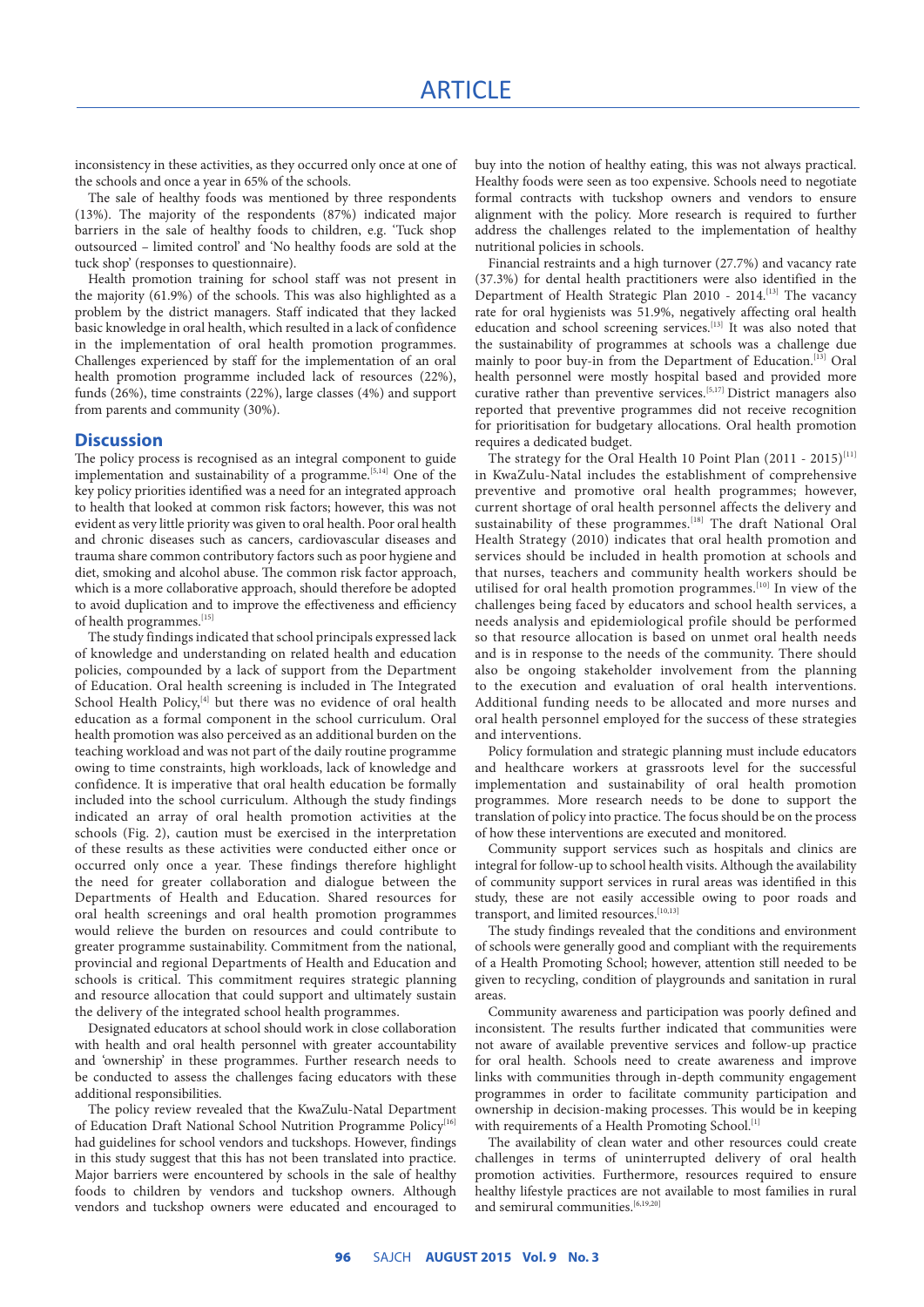inconsistency in these activities, as they occurred only once at one of the schools and once a year in 65% of the schools.

The sale of healthy foods was mentioned by three respondents (13%). The majority of the respondents (87%) indicated major barriers in the sale of healthy foods to children, e.g. 'Tuck shop outsourced – limited control' and 'No healthy foods are sold at the tuck shop' (responses to questionnaire).

Health promotion training for school staff was not present in the majority (61.9%) of the schools. This was also highlighted as a problem by the district managers. Staff indicated that they lacked basic knowledge in oral health, which resulted in a lack of confidence in the implementation of oral health promotion programmes. Challenges experienced by staff for the implementation of an oral health promotion programme included lack of resources (22%), funds (26%), time constraints (22%), large classes (4%) and support from parents and community (30%).

## Discussion

The policy process is recognised as an integral component to guide implementation and sustainability of a programme.[5,14] One of the key policy priorities identified was a need for an integrated approach to health that looked at common risk factors; however, this was not evident as very little priority was given to oral health. Poor oral health and chronic diseases such as cancers, cardiovascular diseases and trauma share common contributory factors such as poor hygiene and diet, smoking and alcohol abuse. The common risk factor approach, which is a more collaborative approach, should therefore be adopted to avoid duplication and to improve the effectiveness and efficiency of health programmes.[15]

The study findings indicated that school principals expressed lack of knowledge and understanding on related health and education policies, compounded by a lack of support from the Department of Education. Oral health screening is included in The Integrated School Health Policy,[4] but there was no evidence of oral health education as a formal component in the school curriculum. Oral health promotion was also perceived as an additional burden on the teaching workload and was not part of the daily routine programme owing to time constraints, high workloads, lack of knowledge and confidence. It is imperative that oral health education be formally included into the school curriculum. Although the study findings indicated an array of oral health promotion activities at the schools (Fig. 2), caution must be exercised in the interpretation of these results as these activities were conducted either once or occurred only once a year. These findings therefore highlight the need for greater collaboration and dialogue between the Departments of Health and Education. Shared resources for oral health screenings and oral health promotion programmes would relieve the burden on resources and could contribute to greater programme sustainability. Commitment from the national, provincial and regional Departments of Health and Education and schools is critical. This commitment requires strategic planning and resource allocation that could support and ultimately sustain the delivery of the integrated school health programmes.

Designated educators at school should work in close collaboration with health and oral health personnel with greater accountability and 'ownership' in these programmes. Further research needs to be conducted to assess the challenges facing educators with these additional responsibilities.

The policy review revealed that the KwaZulu-Natal Department of Education Draft National School Nutrition Programme Policy[16] had guidelines for school vendors and tuckshops. However, findings in this study suggest that this has not been translated into practice. Major barriers were encountered by schools in the sale of healthy foods to children by vendors and tuckshop owners. Although vendors and tuckshop owners were educated and encouraged to buy into the notion of healthy eating, this was not always practical. Healthy foods were seen as too expensive. Schools need to negotiate formal contracts with tuckshop owners and vendors to ensure alignment with the policy. More research is required to further address the challenges related to the implementation of healthy nutritional policies in schools.

Financial restraints and a high turnover (27.7%) and vacancy rate (37.3%) for dental health practitioners were also identified in the Department of Health Strategic Plan 2010 - 2014.[13] The vacancy rate for oral hygienists was 51.9%, negatively affecting oral health education and school screening services.[13] It was also noted that the sustainability of programmes at schools was a challenge due mainly to poor buy-in from the Department of Education.[13] Oral health personnel were mostly hospital based and provided more curative rather than preventive services.[5,17] District managers also reported that preventive programmes did not receive recognition for prioritisation for budgetary allocations. Oral health promotion requires a dedicated budget.

The strategy for the Oral Health 10 Point Plan (2011 - 2015)[11] in KwaZulu-Natal includes the establishment of comprehensive preventive and promotive oral health programmes; however, current shortage of oral health personnel affects the delivery and sustainability of these programmes.[18] The draft National Oral Health Strategy (2010) indicates that oral health promotion and services should be included in health promotion at schools and that nurses, teachers and community health workers should be utilised for oral health promotion programmes.[10] In view of the challenges being faced by educators and school health services, a needs analysis and epidemiological profile should be performed so that resource allocation is based on unmet oral health needs and is in response to the needs of the community. There should also be ongoing stakeholder involvement from the planning to the execution and evaluation of oral health interventions. Additional funding needs to be allocated and more nurses and oral health personnel employed for the success of these strategies and interventions.

Policy formulation and strategic planning must include educators and healthcare workers at grassroots level for the successful implementation and sustainability of oral health promotion programmes. More research needs to be done to support the translation of policy into practice. The focus should be on the process of how these interventions are executed and monitored.

Community support services such as hospitals and clinics are integral for follow-up to school health visits. Although the availability of community support services in rural areas was identified in this study, these are not easily accessible owing to poor roads and transport, and limited resources.[10,13]

The study findings revealed that the conditions and environment of schools were generally good and compliant with the requirements of a Health Promoting School; however, attention still needed to be given to recycling, condition of playgrounds and sanitation in rural areas.

Community awareness and participation was poorly defined and inconsistent. The results further indicated that communities were not aware of available preventive services and follow-up practice for oral health. Schools need to create awareness and improve links with communities through in-depth community engagement programmes in order to facilitate community participation and ownership in decision-making processes. This would be in keeping with requirements of a Health Promoting School.[1]

The availability of clean water and other resources could create challenges in terms of uninterrupted delivery of oral health promotion activities. Furthermore, resources required to ensure healthy lifestyle practices are not available to most families in rural and semirural communities.[6,19,20]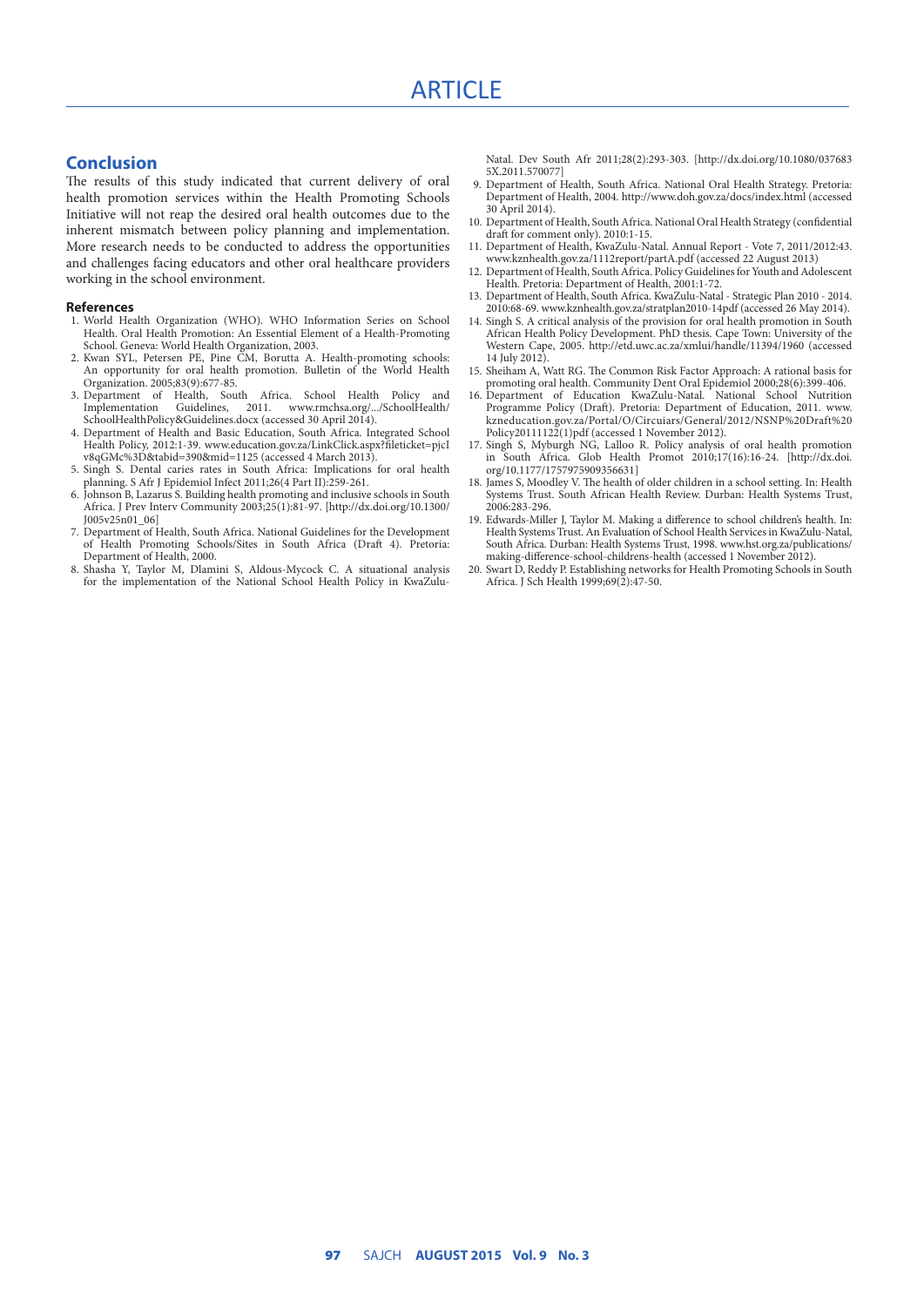## Conclusion

The results of this study indicated that current delivery of oral health promotion services within the Health Promoting Schools Initiative will not reap the desired oral health outcomes due to the inherent mismatch between policy planning and implementation. More research needs to be conducted to address the opportunities and challenges facing educators and other oral healthcare providers working in the school environment.

### References

1. World Health Organization (WHO). WHO Information Series on School Health. Oral Health Promotion: An Essential Element of a Health-Promoting School. Geneva: World Health Organization, 2003.
2. Kwan SYL, Petersen PE, Pine CM, Borutta A. Health-promoting schools: An opportunity for oral health promotion. Bulletin of the World Health Organization. 2005;83(9):677-85.
3. Department of Health, South Africa. School Health Policy and Implementation Guidelines, 2011. www.rmchsa.org/.../SchoolHealth/SchoolHealthPolicy&Guidelines.docx (accessed 30 April 2014).
4. Department of Health and Basic Education, South Africa. Integrated School Health Policy, 2012:1-39. www.education.gov.za/LinkClick.aspx?fileticket=pjcIv8qGMc%3D&tabid=390&mid=1125 (accessed 4 March 2013).
5. Singh S. Dental caries rates in South Africa: Implications for oral health planning. S Afr J Epidemiol Infect 2011;26(4 Part II):259-261.
6. Johnson B, Lazarus S. Building health promoting and inclusive schools in South Africa. J Prev Interv Community 2003;25(1):81-97. [http://dx.doi.org/10.1300/J005v25n01_06]
7. Department of Health, South Africa. National Guidelines for the Development of Health Promoting Schools/Sites in South Africa (Draft 4). Pretoria: Department of Health, 2000.
8. Shasha Y, Taylor M, Dlamini S, Aldous-Mycock C. A situational analysis for the implementation of the National School Health Policy in KwaZulu-Natal. Dev South Afr 2011;28(2):293-303. [http://dx.doi.org/10.1080/0376835X.2011.570077]
9. Department of Health, South Africa. National Oral Health Strategy. Pretoria: Department of Health, 2004. http://www.doh.gov.za/docs/index.html (accessed 30 April 2014).
10. Department of Health, South Africa. National Oral Health Strategy (confidential draft for comment only). 2010:1-15.
11. Department of Health, KwaZulu-Natal. Annual Report - Vote 7, 2011/2012:43. www.kznhealth.gov.za/1112report/partA.pdf (accessed 22 August 2013)
12. Department of Health, South Africa. Policy Guidelines for Youth and Adolescent Health. Pretoria: Department of Health, 2001:1-72.
13. Department of Health, South Africa. KwaZulu-Natal - Strategic Plan 2010 - 2014. 2010:68-69. www.kznhealth.gov.za/stratplan2010-14pdf (accessed 26 May 2014).
14. Singh S. A critical analysis of the provision for oral health promotion in South African Health Policy Development. PhD thesis. Cape Town: University of the Western Cape, 2005. http://etd.uwc.ac.za/xmlui/handle/11394/1960 (accessed 14 July 2012).
15. Sheiham A, Watt RG. The Common Risk Factor Approach: A rational basis for promoting oral health. Community Dent Oral Epidemiol 2000;28(6):399-406.
16. Department of Education KwaZulu-Natal. National School Nutrition Programme Policy (Draft). Pretoria: Department of Education, 2011. www.kzneducation.gov.za/Portal/O/Circuiars/General/2012/NSNP%20Draft%20Policy20111122(1)pdf (accessed 1 November 2012).
17. Singh S, Myburgh NG, Lalloo R. Policy analysis of oral health promotion in South Africa. Glob Health Promot 2010;17(16):16-24. [http://dx.doi.org/10.1177/1757975909356631]
18. James S, Moodley V. The health of older children in a school setting. In: Health Systems Trust. South African Health Review. Durban: Health Systems Trust, 2006:283-296.
19. Edwards-Miller J, Taylor M. Making a difference to school children's health. In: Health Systems Trust. An Evaluation of School Health Services in KwaZulu-Natal, South Africa. Durban: Health Systems Trust, 1998. www.hst.org.za/publications/making-difference-school-childrens-health (accessed 1 November 2012).
20. Swart D, Reddy P. Establishing networks for Health Promoting Schools in South Africa. J Sch Health 1999;69(2):47-50.